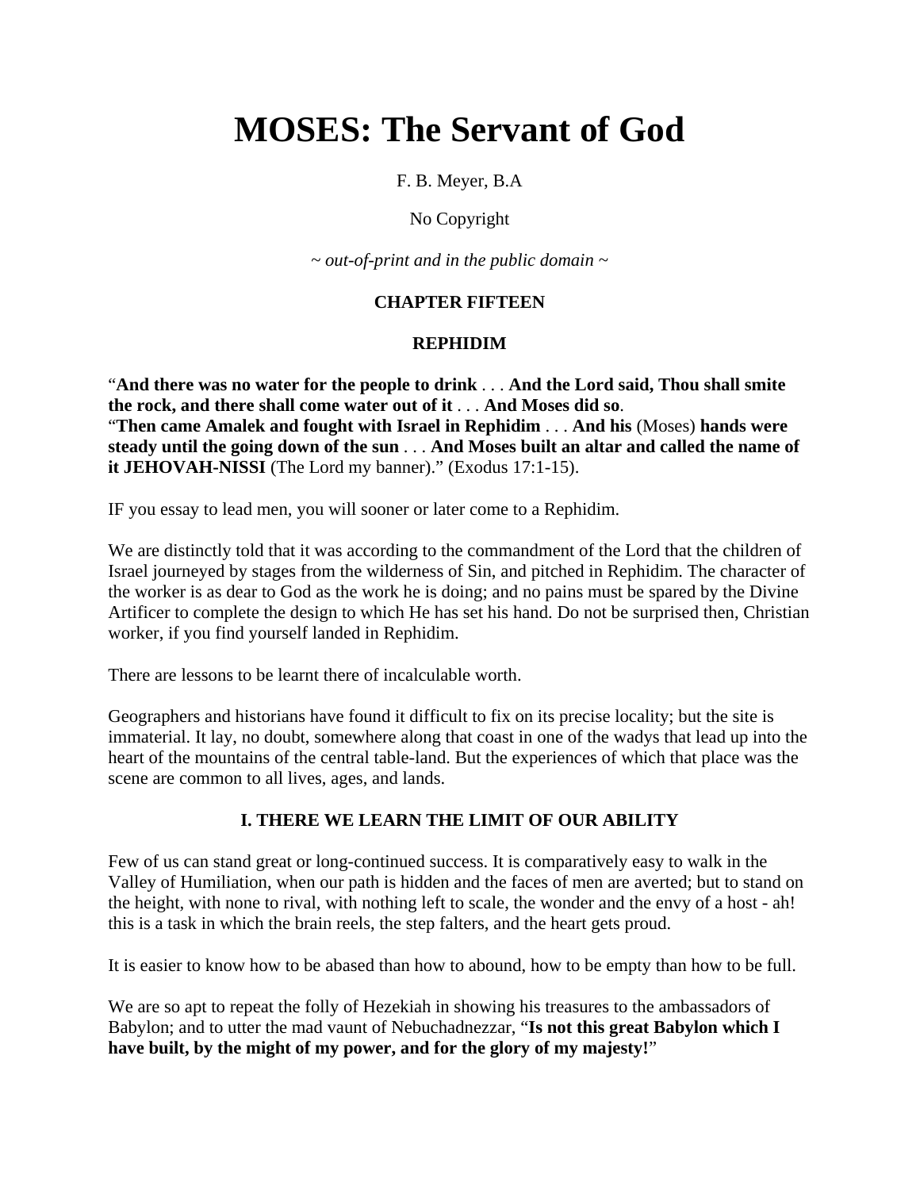# MOSES: The Servant of God

F. B. Meyer, B.A

No Copyright

~ *out-of-print and in the public domain* ~

### CHAPTER FIFTEEN

### REPHIDIM

"**And there was no water for the people to drink** . . . **And the Lord said, Thou shall smite the rock, and there shall come water out of it** . . . **And Moses did so**.
"**Then came Amalek and fought with Israel in Rephidim** . . . **And his** (Moses) **hands were steady until the going down of the sun** . . . **And Moses built an altar and called the name of it JEHOVAH-NISSI** (The Lord my banner)." (Exodus 17:1-15).

IF you essay to lead men, you will sooner or later come to a Rephidim.

We are distinctly told that it was according to the commandment of the Lord that the children of Israel journeyed by stages from the wilderness of Sin, and pitched in Rephidim. The character of the worker is as dear to God as the work he is doing; and no pains must be spared by the Divine Artificer to complete the design to which He has set his hand. Do not be surprised then, Christian worker, if you find yourself landed in Rephidim.

There are lessons to be learnt there of incalculable worth.

Geographers and historians have found it difficult to fix on its precise locality; but the site is immaterial. It lay, no doubt, somewhere along that coast in one of the wadys that lead up into the heart of the mountains of the central table-land. But the experiences of which that place was the scene are common to all lives, ages, and lands.

### I. THERE WE LEARN THE LIMIT OF OUR ABILITY

Few of us can stand great or long-continued success. It is comparatively easy to walk in the Valley of Humiliation, when our path is hidden and the faces of men are averted; but to stand on the height, with none to rival, with nothing left to scale, the wonder and the envy of a host - ah! this is a task in which the brain reels, the step falters, and the heart gets proud.

It is easier to know how to be abased than how to abound, how to be empty than how to be full.

We are so apt to repeat the folly of Hezekiah in showing his treasures to the ambassadors of Babylon; and to utter the mad vaunt of Nebuchadnezzar, "**Is not this great Babylon which I have built, by the might of my power, and for the glory of my majesty!**"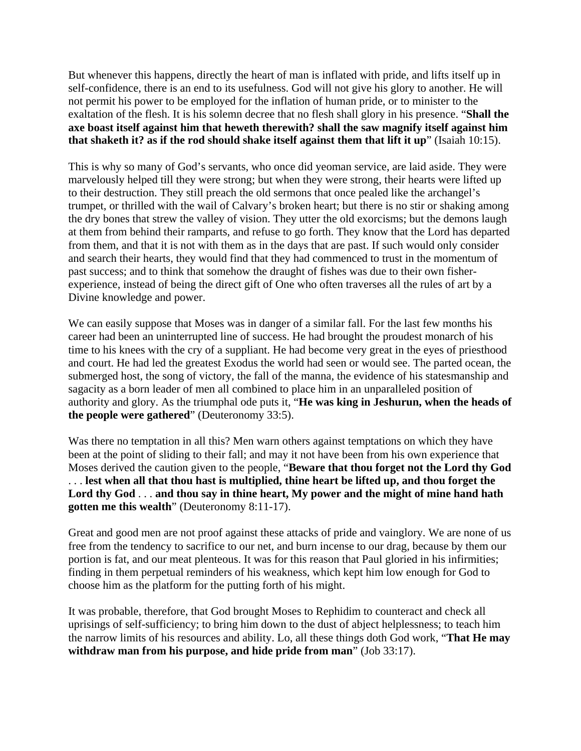But whenever this happens, directly the heart of man is inflated with pride, and lifts itself up in self-confidence, there is an end to its usefulness. God will not give his glory to another. He will not permit his power to be employed for the inflation of human pride, or to minister to the exaltation of the flesh. It is his solemn decree that no flesh shall glory in his presence. "**Shall the axe boast itself against him that heweth therewith? shall the saw magnify itself against him that shaketh it? as if the rod should shake itself against them that lift it up**" (Isaiah 10:15).

This is why so many of God's servants, who once did yeoman service, are laid aside. They were marvelously helped till they were strong; but when they were strong, their hearts were lifted up to their destruction. They still preach the old sermons that once pealed like the archangel's trumpet, or thrilled with the wail of Calvary's broken heart; but there is no stir or shaking among the dry bones that strew the valley of vision. They utter the old exorcisms; but the demons laugh at them from behind their ramparts, and refuse to go forth. They know that the Lord has departed from them, and that it is not with them as in the days that are past. If such would only consider and search their hearts, they would find that they had commenced to trust in the momentum of past success; and to think that somehow the draught of fishes was due to their own fisher-experience, instead of being the direct gift of One who often traverses all the rules of art by a Divine knowledge and power.

We can easily suppose that Moses was in danger of a similar fall. For the last few months his career had been an uninterrupted line of success. He had brought the proudest monarch of his time to his knees with the cry of a suppliant. He had become very great in the eyes of priesthood and court. He had led the greatest Exodus the world had seen or would see. The parted ocean, the submerged host, the song of victory, the fall of the manna, the evidence of his statesmanship and sagacity as a born leader of men all combined to place him in an unparalleled position of authority and glory. As the triumphal ode puts it, "**He was king in Jeshurun, when the heads of the people were gathered**" (Deuteronomy 33:5).

Was there no temptation in all this? Men warn others against temptations on which they have been at the point of sliding to their fall; and may it not have been from his own experience that Moses derived the caution given to the people, "**Beware that thou forget not the Lord thy God** . . . **lest when all that thou hast is multiplied, thine heart be lifted up, and thou forget the Lord thy God** . . . **and thou say in thine heart, My power and the might of mine hand hath gotten me this wealth**" (Deuteronomy 8:11-17).

Great and good men are not proof against these attacks of pride and vainglory. We are none of us free from the tendency to sacrifice to our net, and burn incense to our drag, because by them our portion is fat, and our meat plenteous. It was for this reason that Paul gloried in his infirmities; finding in them perpetual reminders of his weakness, which kept him low enough for God to choose him as the platform for the putting forth of his might.

It was probable, therefore, that God brought Moses to Rephidim to counteract and check all uprisings of self-sufficiency; to bring him down to the dust of abject helplessness; to teach him the narrow limits of his resources and ability. Lo, all these things doth God work, "**That He may withdraw man from his purpose, and hide pride from man**" (Job 33:17).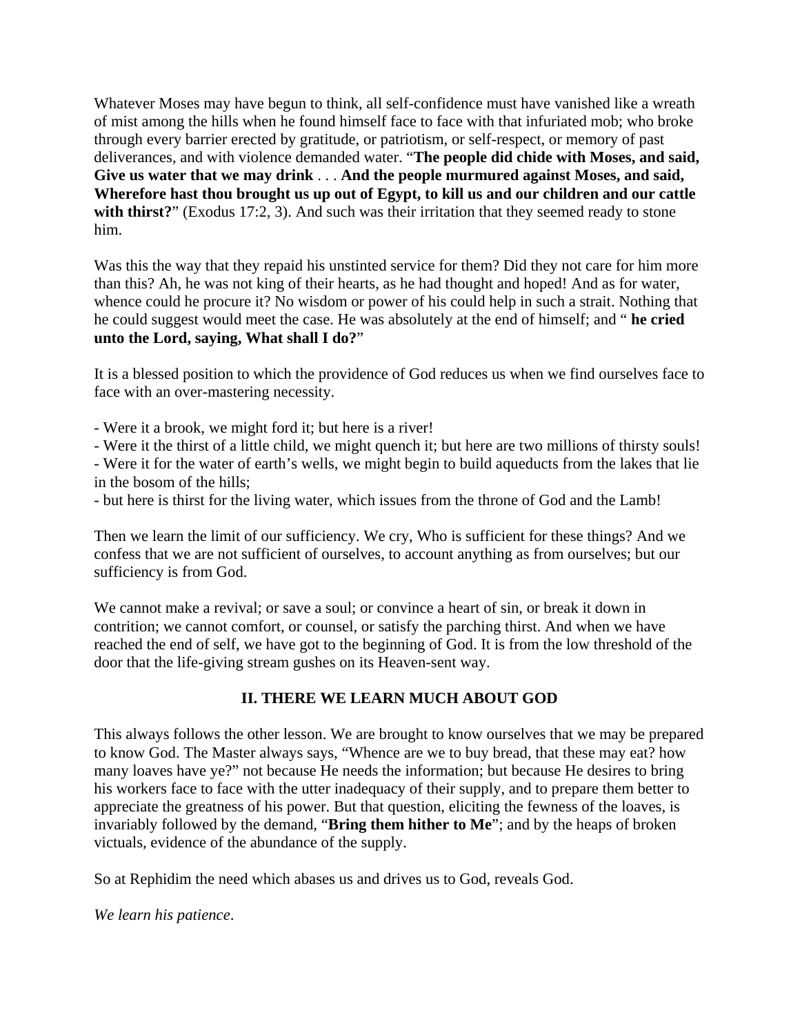Whatever Moses may have begun to think, all self-confidence must have vanished like a wreath of mist among the hills when he found himself face to face with that infuriated mob; who broke through every barrier erected by gratitude, or patriotism, or self-respect, or memory of past deliverances, and with violence demanded water. "**The people did chide with Moses, and said, Give us water that we may drink** . . . **And the people murmured against Moses, and said, Wherefore hast thou brought us up out of Egypt, to kill us and our children and our cattle with thirst?**" (Exodus 17:2, 3). And such was their irritation that they seemed ready to stone him.

Was this the way that they repaid his unstinted service for them? Did they not care for him more than this? Ah, he was not king of their hearts, as he had thought and hoped! And as for water, whence could he procure it? No wisdom or power of his could help in such a strait. Nothing that he could suggest would meet the case. He was absolutely at the end of himself; and " **he cried unto the Lord, saying, What shall I do?**"

It is a blessed position to which the providence of God reduces us when we find ourselves face to face with an over-mastering necessity.

- Were it a brook, we might ford it; but here is a river!
- Were it the thirst of a little child, we might quench it; but here are two millions of thirsty souls!
- Were it for the water of earth's wells, we might begin to build aqueducts from the lakes that lie in the bosom of the hills;
- but here is thirst for the living water, which issues from the throne of God and the Lamb!

Then we learn the limit of our sufficiency. We cry, Who is sufficient for these things? And we confess that we are not sufficient of ourselves, to account anything as from ourselves; but our sufficiency is from God.

We cannot make a revival; or save a soul; or convince a heart of sin, or break it down in contrition; we cannot comfort, or counsel, or satisfy the parching thirst. And when we have reached the end of self, we have got to the beginning of God. It is from the low threshold of the door that the life-giving stream gushes on its Heaven-sent way.

## II. THERE WE LEARN MUCH ABOUT GOD

This always follows the other lesson. We are brought to know ourselves that we may be prepared to know God. The Master always says, "Whence are we to buy bread, that these may eat? how many loaves have ye?" not because He needs the information; but because He desires to bring his workers face to face with the utter inadequacy of their supply, and to prepare them better to appreciate the greatness of his power. But that question, eliciting the fewness of the loaves, is invariably followed by the demand, "**Bring them hither to Me**"; and by the heaps of broken victuals, evidence of the abundance of the supply.

So at Rephidim the need which abases us and drives us to God, reveals God.

*We learn his patience*.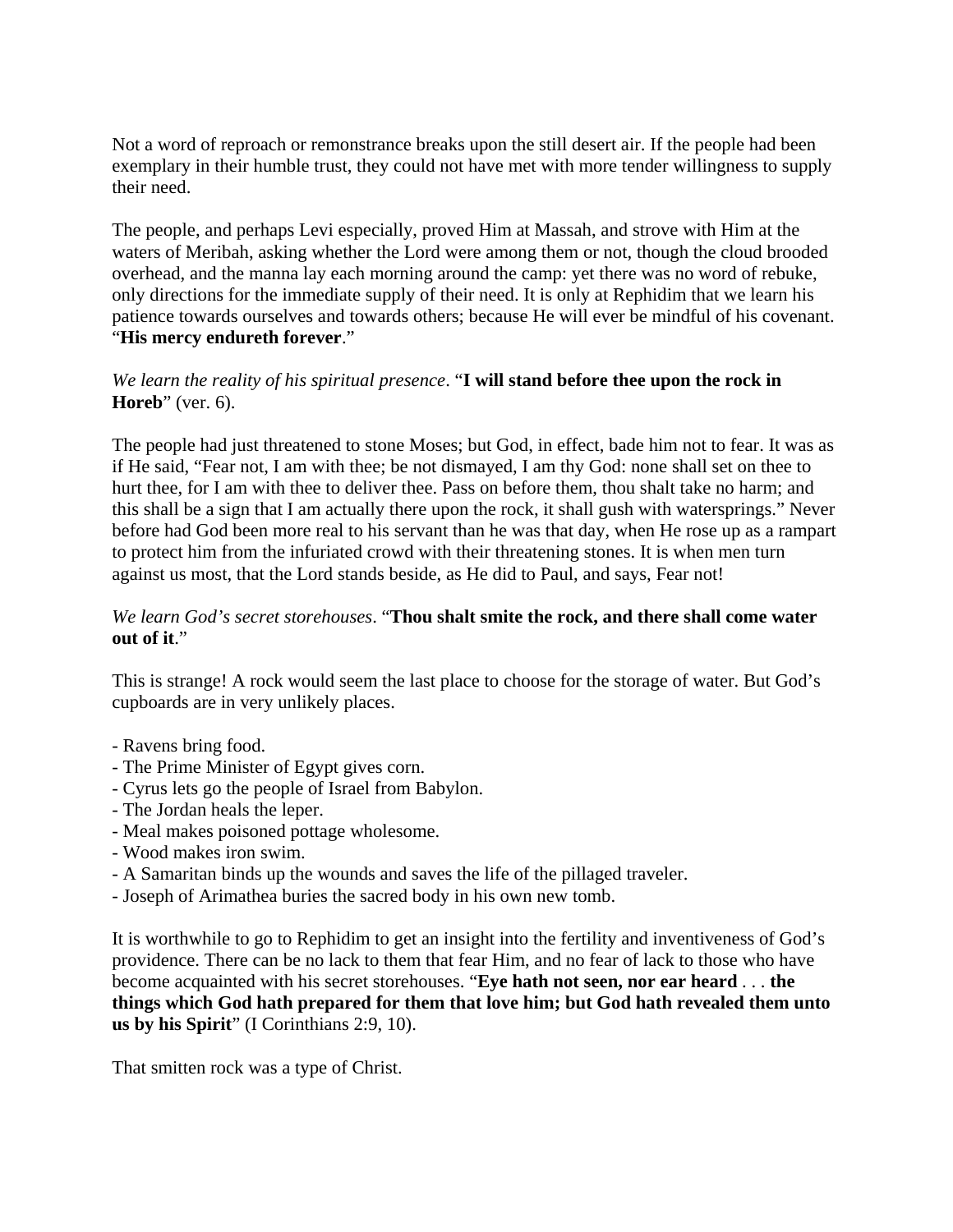Not a word of reproach or remonstrance breaks upon the still desert air. If the people had been exemplary in their humble trust, they could not have met with more tender willingness to supply their need.

The people, and perhaps Levi especially, proved Him at Massah, and strove with Him at the waters of Meribah, asking whether the Lord were among them or not, though the cloud brooded overhead, and the manna lay each morning around the camp: yet there was no word of rebuke, only directions for the immediate supply of their need. It is only at Rephidim that we learn his patience towards ourselves and towards others; because He will ever be mindful of his covenant. "**His mercy endureth forever**."

*We learn the reality of his spiritual presence*. "**I will stand before thee upon the rock in Horeb**" (ver. 6).

The people had just threatened to stone Moses; but God, in effect, bade him not to fear. It was as if He said, "Fear not, I am with thee; be not dismayed, I am thy God: none shall set on thee to hurt thee, for I am with thee to deliver thee. Pass on before them, thou shalt take no harm; and this shall be a sign that I am actually there upon the rock, it shall gush with watersprings." Never before had God been more real to his servant than he was that day, when He rose up as a rampart to protect him from the infuriated crowd with their threatening stones. It is when men turn against us most, that the Lord stands beside, as He did to Paul, and says, Fear not!

*We learn God's secret storehouses*. "**Thou shalt smite the rock, and there shall come water out of it**."

This is strange! A rock would seem the last place to choose for the storage of water. But God's cupboards are in very unlikely places.

- Ravens bring food.
- The Prime Minister of Egypt gives corn.
- Cyrus lets go the people of Israel from Babylon.
- The Jordan heals the leper.
- Meal makes poisoned pottage wholesome.
- Wood makes iron swim.
- A Samaritan binds up the wounds and saves the life of the pillaged traveler.
- Joseph of Arimathea buries the sacred body in his own new tomb.

It is worthwhile to go to Rephidim to get an insight into the fertility and inventiveness of God's providence. There can be no lack to them that fear Him, and no fear of lack to those who have become acquainted with his secret storehouses. "**Eye hath not seen, nor ear heard** . . . **the things which God hath prepared for them that love him; but God hath revealed them unto us by his Spirit**" (I Corinthians 2:9, 10).

That smitten rock was a type of Christ.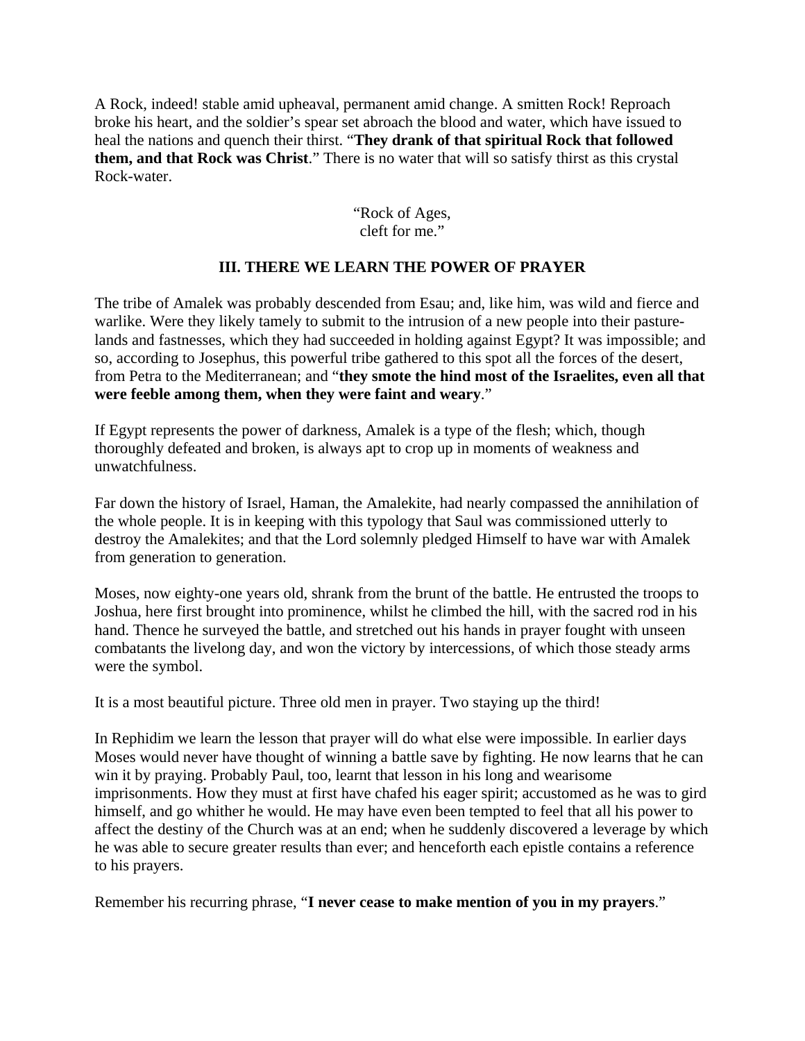A Rock, indeed! stable amid upheaval, permanent amid change. A smitten Rock! Reproach broke his heart, and the soldier's spear set abroach the blood and water, which have issued to heal the nations and quench their thirst. "**They drank of that spiritual Rock that followed them, and that Rock was Christ**." There is no water that will so satisfy thirst as this crystal Rock-water.

"Rock of Ages,
cleft for me."

### III. THERE WE LEARN THE POWER OF PRAYER

The tribe of Amalek was probably descended from Esau; and, like him, was wild and fierce and warlike. Were they likely tamely to submit to the intrusion of a new people into their pasture-lands and fastnesses, which they had succeeded in holding against Egypt? It was impossible; and so, according to Josephus, this powerful tribe gathered to this spot all the forces of the desert, from Petra to the Mediterranean; and "**they smote the hind most of the Israelites, even all that were feeble among them, when they were faint and weary**."

If Egypt represents the power of darkness, Amalek is a type of the flesh; which, though thoroughly defeated and broken, is always apt to crop up in moments of weakness and unwatchfulness.

Far down the history of Israel, Haman, the Amalekite, had nearly compassed the annihilation of the whole people. It is in keeping with this typology that Saul was commissioned utterly to destroy the Amalekites; and that the Lord solemnly pledged Himself to have war with Amalek from generation to generation.

Moses, now eighty-one years old, shrank from the brunt of the battle. He entrusted the troops to Joshua, here first brought into prominence, whilst he climbed the hill, with the sacred rod in his hand. Thence he surveyed the battle, and stretched out his hands in prayer fought with unseen combatants the livelong day, and won the victory by intercessions, of which those steady arms were the symbol.

It is a most beautiful picture. Three old men in prayer. Two staying up the third!

In Rephidim we learn the lesson that prayer will do what else were impossible. In earlier days Moses would never have thought of winning a battle save by fighting. He now learns that he can win it by praying. Probably Paul, too, learnt that lesson in his long and wearisome imprisonments. How they must at first have chafed his eager spirit; accustomed as he was to gird himself, and go whither he would. He may have even been tempted to feel that all his power to affect the destiny of the Church was at an end; when he suddenly discovered a leverage by which he was able to secure greater results than ever; and henceforth each epistle contains a reference to his prayers.

Remember his recurring phrase, "**I never cease to make mention of you in my prayers**."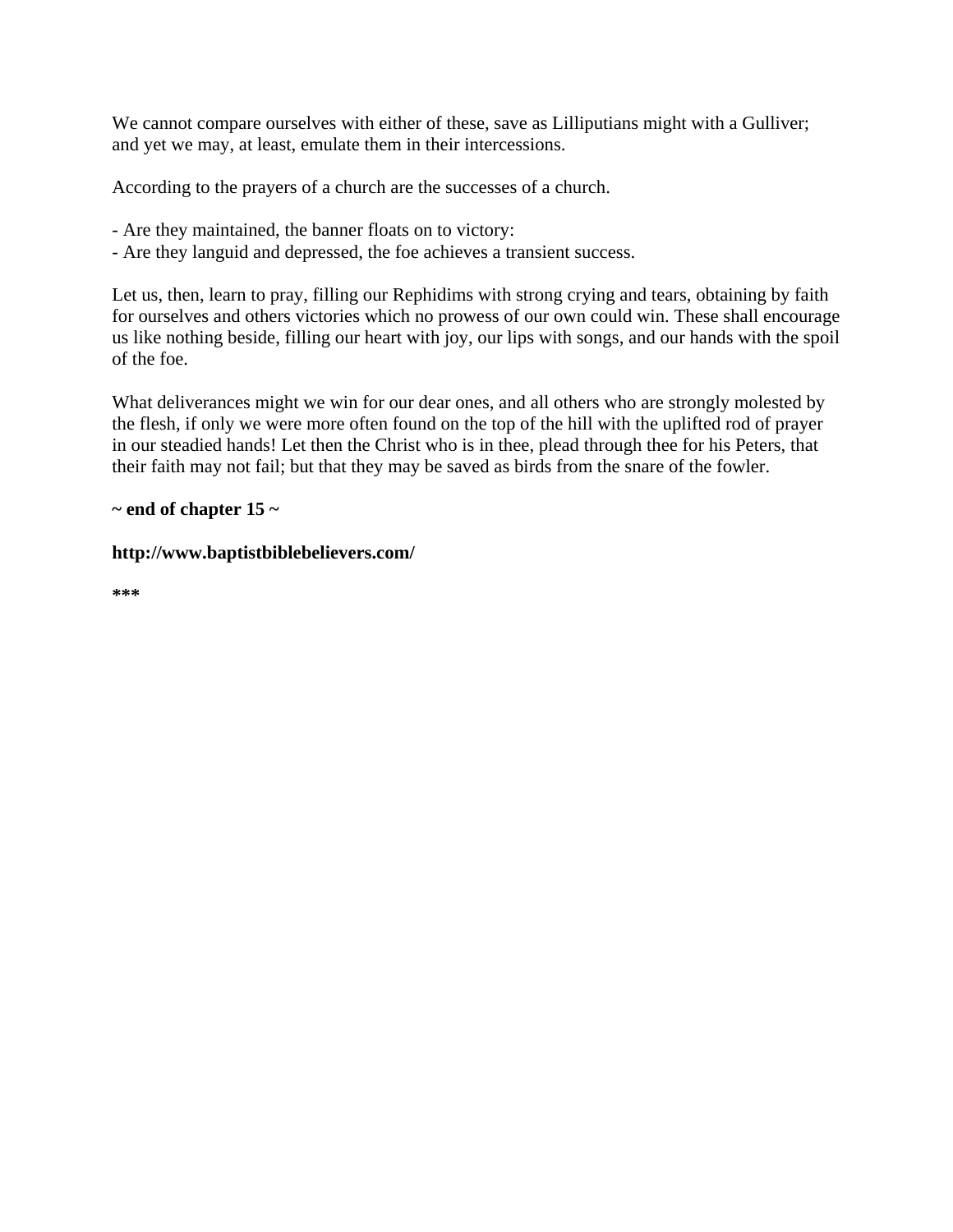We cannot compare ourselves with either of these, save as Lilliputians might with a Gulliver; and yet we may, at least, emulate them in their intercessions.

According to the prayers of a church are the successes of a church.

- Are they maintained, the banner floats on to victory:
- Are they languid and depressed, the foe achieves a transient success.

Let us, then, learn to pray, filling our Rephidims with strong crying and tears, obtaining by faith for ourselves and others victories which no prowess of our own could win. These shall encourage us like nothing beside, filling our heart with joy, our lips with songs, and our hands with the spoil of the foe.

What deliverances might we win for our dear ones, and all others who are strongly molested by the flesh, if only we were more often found on the top of the hill with the uplifted rod of prayer in our steadied hands! Let then the Christ who is in thee, plead through thee for his Peters, that their faith may not fail; but that they may be saved as birds from the snare of the fowler.

**~ end of chapter 15 ~**

**http://www.baptistbiblebelievers.com/**

*****